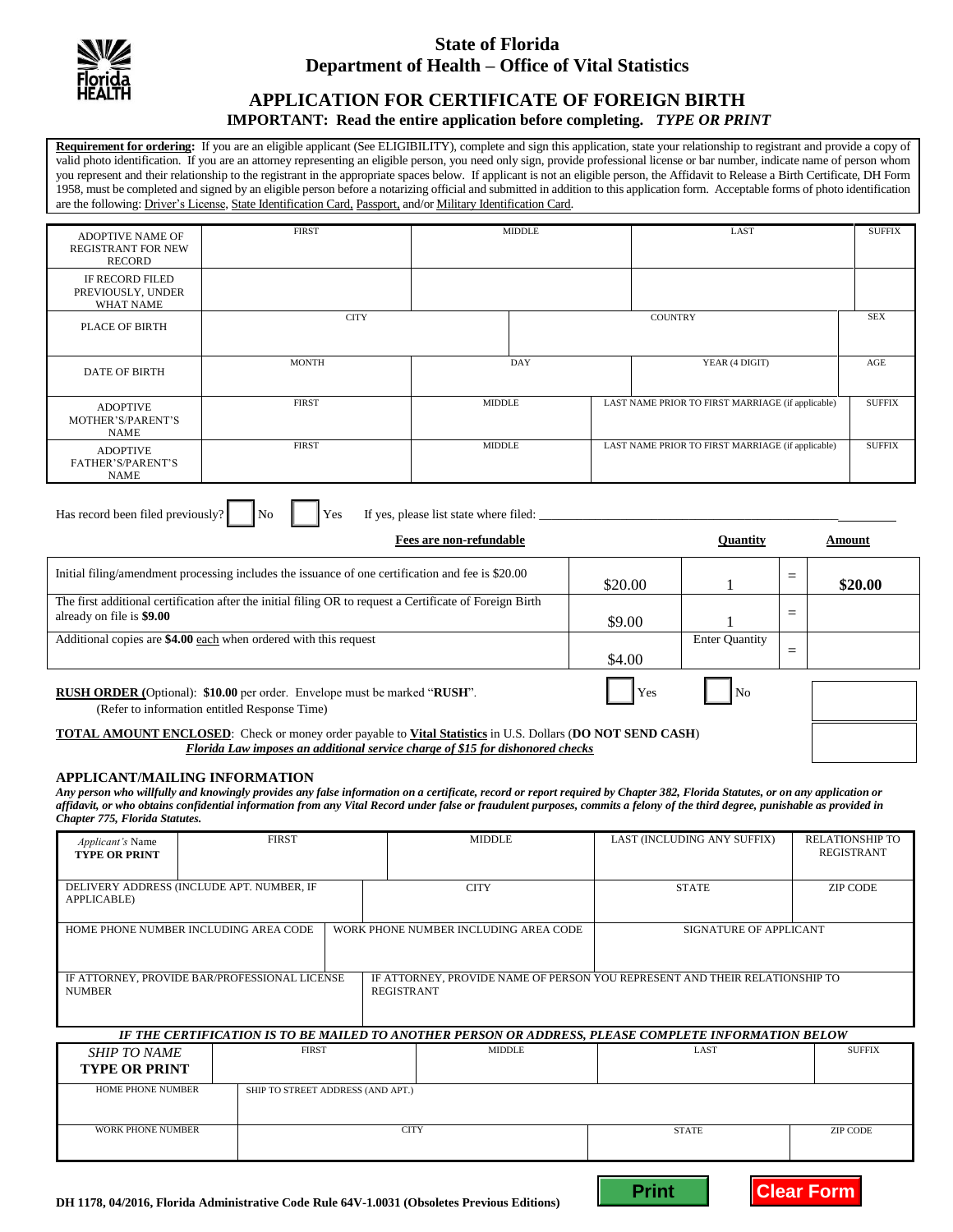# State of Florida
## Department of Health – Office of Vital Statistics

## APPLICATION FOR CERTIFICATE OF FOREIGN BIRTH

**IMPORTANT: Read the entire application before completing.** ***TYPE OR PRINT***

**Requirement for ordering:** If you are an eligible applicant (See ELIGIBILITY), complete and sign this application, state your relationship to registrant and provide a copy of valid photo identification. If you are an attorney representing an eligible person, you need only sign, provide professional license or bar number, indicate name of person whom you represent and their relationship to the registrant in the appropriate spaces below. If applicant is not an eligible person, the Affidavit to Release a Birth Certificate, DH Form 1958, must be completed and signed by an eligible person before a notarizing official and submitted in addition to this application form. Acceptable forms of photo identification are the following: Driver's License, State Identification Card, Passport, and/or Military Identification Card.

| | | | | |
|---|---|---|---|---|
| ADOPTIVE NAME OF REGISTRANT FOR NEW RECORD | FIRST | MIDDLE | LAST | SUFFIX |
| IF RECORD FILED PREVIOUSLY, UNDER WHAT NAME | | | | |
| PLACE OF BIRTH | CITY | COUNTRY | | SEX |
| DATE OF BIRTH | MONTH | DAY | YEAR (4 DIGIT) | AGE |
| ADOPTIVE MOTHER'S/PARENT'S NAME | FIRST | MIDDLE | LAST NAME PRIOR TO FIRST MARRIAGE (if applicable) | SUFFIX |
| ADOPTIVE FATHER'S/PARENT'S NAME | FIRST | MIDDLE | LAST NAME PRIOR TO FIRST MARRIAGE (if applicable) | SUFFIX |

Has record been filed previously? ☐ No ☐ Yes If yes, please list state where filed: ____________________

| **Fees are non-refundable** | | **Quantity** | | **Amount** |
|---|---|---|---|---|
| Initial filing/amendment processing includes the issuance of one certification and fee is $20.00 | $20.00 | 1 | = | **$20.00** |
| The first additional certification after the initial filing OR to request a Certificate of Foreign Birth already on file is **$9.00** | $9.00 | 1 | = | |
| Additional copies are **$4.00** each when ordered with this request | $4.00 | Enter Quantity | = | |

**RUSH ORDER (**Optional): **$10.00** per order. Envelope must be marked "**RUSH**". ☐ Yes ☐ No
(Refer to information entitled Response Time)

**TOTAL AMOUNT ENCLOSED**: Check or money order payable to **Vital Statistics** in U.S. Dollars (**DO NOT SEND CASH**)
***Florida Law imposes an additional service charge of $15 for dishonored checks***

### APPLICANT/MAILING INFORMATION

***Any person who willfully and knowingly provides any false information on a certificate, record or report required by Chapter 382, Florida Statutes, or on any application or affidavit, or who obtains confidential information from any Vital Record under false or fraudulent purposes, commits a felony of the third degree, punishable as provided in Chapter 775, Florida Statutes.***

| | | | | |
|---|---|---|---|---|
| *Applicant's* Name **TYPE OR PRINT** | FIRST | MIDDLE | LAST (INCLUDING ANY SUFFIX) | RELATIONSHIP TO REGISTRANT |
| DELIVERY ADDRESS (INCLUDE APT. NUMBER, IF APPLICABLE) | | CITY | STATE | ZIP CODE |
| HOME PHONE NUMBER INCLUDING AREA CODE | WORK PHONE NUMBER INCLUDING AREA CODE | | SIGNATURE OF APPLICANT | |
| IF ATTORNEY, PROVIDE BAR/PROFESSIONAL LICENSE NUMBER | IF ATTORNEY, PROVIDE NAME OF PERSON YOU REPRESENT AND THEIR RELATIONSHIP TO REGISTRANT | | | |

***IF THE CERTIFICATION IS TO BE MAILED TO ANOTHER PERSON OR ADDRESS, PLEASE COMPLETE INFORMATION BELOW***

| | | | | |
|---|---|---|---|---|
| *SHIP TO NAME* **TYPE OR PRINT** | FIRST | MIDDLE | LAST | SUFFIX |
| HOME PHONE NUMBER | SHIP TO STREET ADDRESS (AND APT.) | | | |
| WORK PHONE NUMBER | CITY | | STATE | ZIP CODE |

**DH 1178, 04/2016, Florida Administrative Code Rule 64V-1.0031 (Obsoletes Previous Editions)**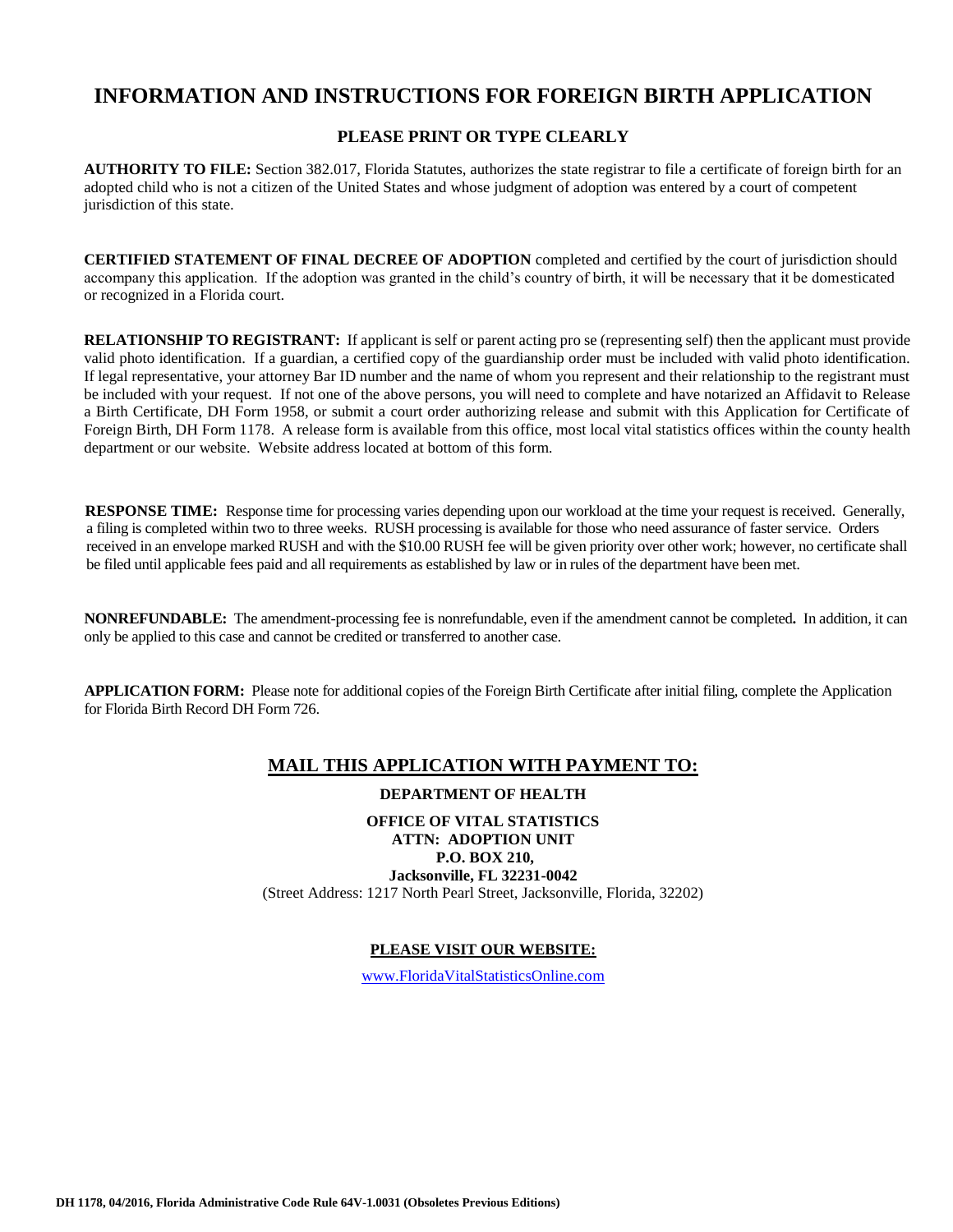# INFORMATION AND INSTRUCTIONS FOR FOREIGN BIRTH APPLICATION

### PLEASE PRINT OR TYPE CLEARLY

**AUTHORITY TO FILE:** Section 382.017, Florida Statutes, authorizes the state registrar to file a certificate of foreign birth for an adopted child who is not a citizen of the United States and whose judgment of adoption was entered by a court of competent jurisdiction of this state.

**CERTIFIED STATEMENT OF FINAL DECREE OF ADOPTION** completed and certified by the court of jurisdiction should accompany this application. If the adoption was granted in the child's country of birth, it will be necessary that it be domesticated or recognized in a Florida court.

**RELATIONSHIP TO REGISTRANT:** If applicant is self or parent acting pro se (representing self) then the applicant must provide valid photo identification. If a guardian, a certified copy of the guardianship order must be included with valid photo identification. If legal representative, your attorney Bar ID number and the name of whom you represent and their relationship to the registrant must be included with your request. If not one of the above persons, you will need to complete and have notarized an Affidavit to Release a Birth Certificate, DH Form 1958, or submit a court order authorizing release and submit with this Application for Certificate of Foreign Birth, DH Form 1178. A release form is available from this office, most local vital statistics offices within the county health department or our website. Website address located at bottom of this form.

**RESPONSE TIME:** Response time for processing varies depending upon our workload at the time your request is received. Generally, a filing is completed within two to three weeks. RUSH processing is available for those who need assurance of faster service. Orders received in an envelope marked RUSH and with the $10.00 RUSH fee will be given priority over other work; however, no certificate shall be filed until applicable fees paid and all requirements as established by law or in rules of the department have been met.

**NONREFUNDABLE:** The amendment-processing fee is nonrefundable, even if the amendment cannot be completed**.** In addition, it can only be applied to this case and cannot be credited or transferred to another case.

**APPLICATION FORM:** Please note for additional copies of the Foreign Birth Certificate after initial filing, complete the Application for Florida Birth Record DH Form 726.

## MAIL THIS APPLICATION WITH PAYMENT TO:

**DEPARTMENT OF HEALTH**

**OFFICE OF VITAL STATISTICS**
**ATTN: ADOPTION UNIT**
**P.O. BOX 210,**
**Jacksonville, FL 32231-0042**
(Street Address: 1217 North Pearl Street, Jacksonville, Florida, 32202)

**PLEASE VISIT OUR WEBSITE:**

www.FloridaVitalStatisticsOnline.com

**DH 1178, 04/2016, Florida Administrative Code Rule 64V-1.0031 (Obsoletes Previous Editions)**